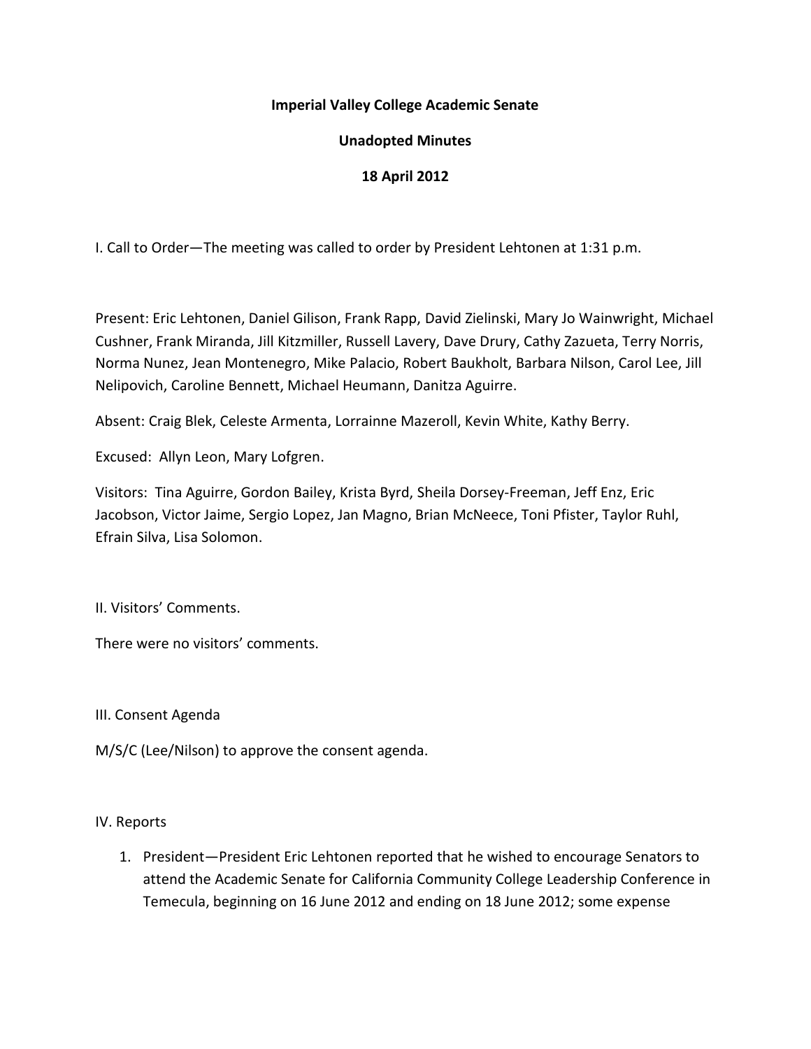**Imperial Valley College Academic Senate**

**Unadopted Minutes**

**18 April 2012**

I. Call to Order—The meeting was called to order by President Lehtonen at 1:31 p.m.

Present: Eric Lehtonen, Daniel Gilison, Frank Rapp, David Zielinski, Mary Jo Wainwright, Michael Cushner, Frank Miranda, Jill Kitzmiller, Russell Lavery, Dave Drury, Cathy Zazueta, Terry Norris, Norma Nunez, Jean Montenegro, Mike Palacio, Robert Baukholt, Barbara Nilson, Carol Lee, Jill Nelipovich, Caroline Bennett, Michael Heumann, Danitza Aguirre.

Absent: Craig Blek, Celeste Armenta, Lorrainne Mazeroll, Kevin White, Kathy Berry.

Excused: Allyn Leon, Mary Lofgren.

Visitors: Tina Aguirre, Gordon Bailey, Krista Byrd, Sheila Dorsey-Freeman, Jeff Enz, Eric Jacobson, Victor Jaime, Sergio Lopez, Jan Magno, Brian McNeece, Toni Pfister, Taylor Ruhl, Efrain Silva, Lisa Solomon.

II. Visitors' Comments.

There were no visitors' comments.

III. Consent Agenda

M/S/C (Lee/Nilson) to approve the consent agenda.

IV. Reports

1. President—President Eric Lehtonen reported that he wished to encourage Senators to attend the Academic Senate for California Community College Leadership Conference in Temecula, beginning on 16 June 2012 and ending on 18 June 2012; some expense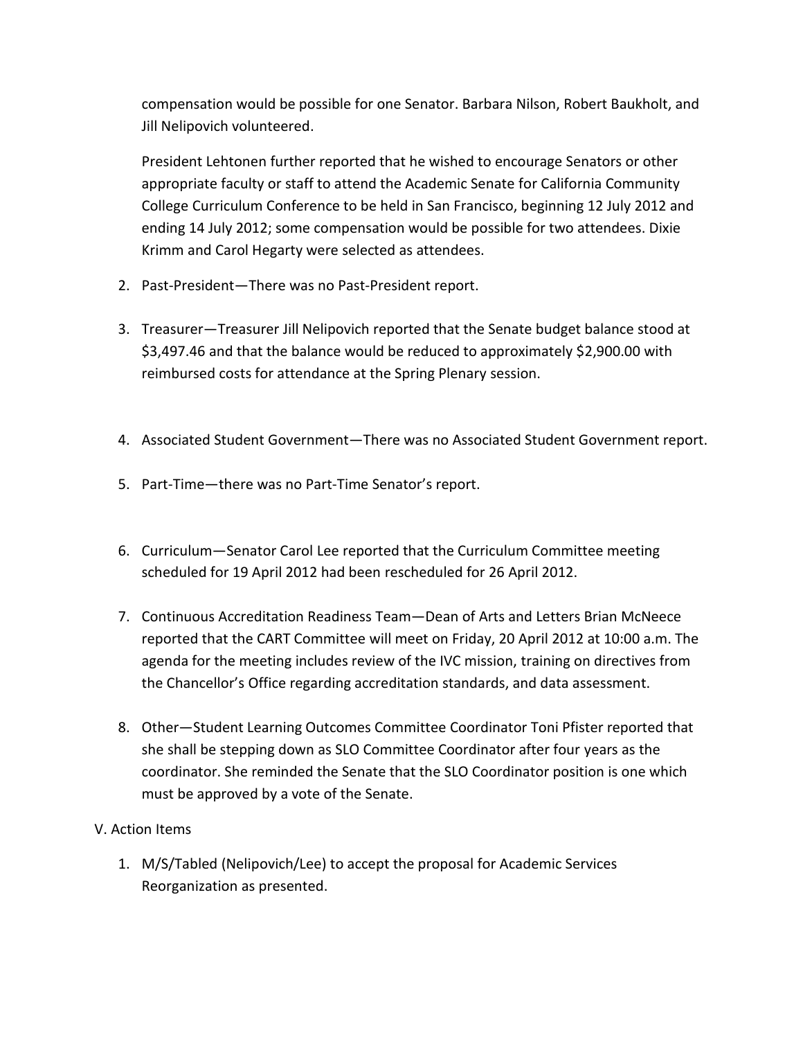compensation would be possible for one Senator. Barbara Nilson, Robert Baukholt, and Jill Nelipovich volunteered.

President Lehtonen further reported that he wished to encourage Senators or other appropriate faculty or staff to attend the Academic Senate for California Community College Curriculum Conference to be held in San Francisco, beginning 12 July 2012 and ending 14 July 2012; some compensation would be possible for two attendees. Dixie Krimm and Carol Hegarty were selected as attendees.

2. Past-President—There was no Past-President report.

3. Treasurer—Treasurer Jill Nelipovich reported that the Senate budget balance stood at $3,497.46 and that the balance would be reduced to approximately $2,900.00 with reimbursed costs for attendance at the Spring Plenary session.

4. Associated Student Government—There was no Associated Student Government report.

5. Part-Time—there was no Part-Time Senator's report.

6. Curriculum—Senator Carol Lee reported that the Curriculum Committee meeting scheduled for 19 April 2012 had been rescheduled for 26 April 2012.

7. Continuous Accreditation Readiness Team—Dean of Arts and Letters Brian McNeece reported that the CART Committee will meet on Friday, 20 April 2012 at 10:00 a.m. The agenda for the meeting includes review of the IVC mission, training on directives from the Chancellor's Office regarding accreditation standards, and data assessment.

8. Other—Student Learning Outcomes Committee Coordinator Toni Pfister reported that she shall be stepping down as SLO Committee Coordinator after four years as the coordinator. She reminded the Senate that the SLO Coordinator position is one which must be approved by a vote of the Senate.

V. Action Items

1. M/S/Tabled (Nelipovich/Lee) to accept the proposal for Academic Services Reorganization as presented.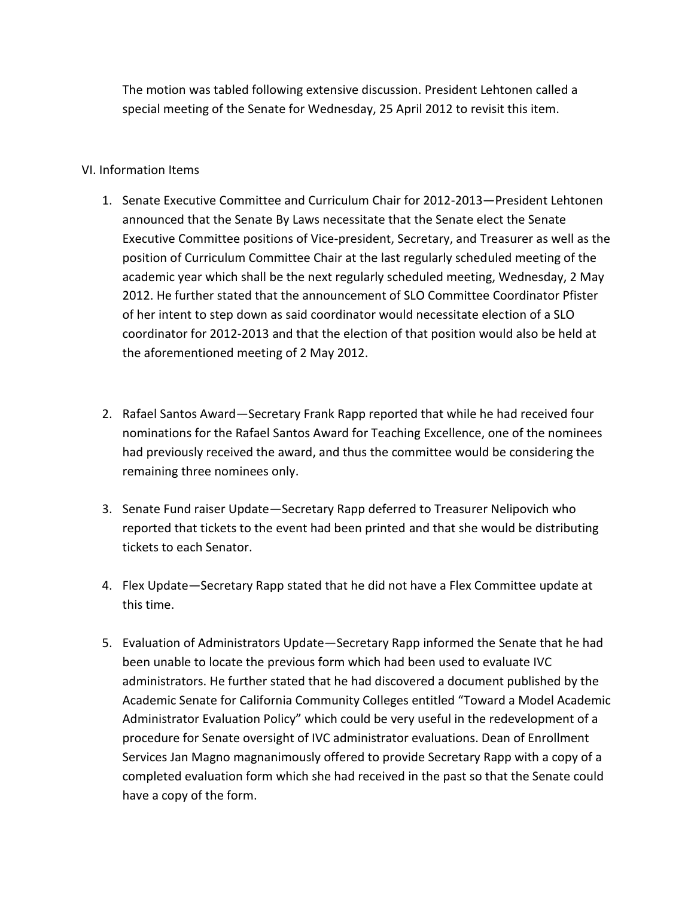The motion was tabled following extensive discussion. President Lehtonen called a special meeting of the Senate for Wednesday, 25 April 2012 to revisit this item.

VI. Information Items

1. Senate Executive Committee and Curriculum Chair for 2012-2013—President Lehtonen announced that the Senate By Laws necessitate that the Senate elect the Senate Executive Committee positions of Vice-president, Secretary, and Treasurer as well as the position of Curriculum Committee Chair at the last regularly scheduled meeting of the academic year which shall be the next regularly scheduled meeting, Wednesday, 2 May 2012. He further stated that the announcement of SLO Committee Coordinator Pfister of her intent to step down as said coordinator would necessitate election of a SLO coordinator for 2012-2013 and that the election of that position would also be held at the aforementioned meeting of 2 May 2012.

2. Rafael Santos Award—Secretary Frank Rapp reported that while he had received four nominations for the Rafael Santos Award for Teaching Excellence, one of the nominees had previously received the award, and thus the committee would be considering the remaining three nominees only.

3. Senate Fund raiser Update—Secretary Rapp deferred to Treasurer Nelipovich who reported that tickets to the event had been printed and that she would be distributing tickets to each Senator.

4. Flex Update—Secretary Rapp stated that he did not have a Flex Committee update at this time.

5. Evaluation of Administrators Update—Secretary Rapp informed the Senate that he had been unable to locate the previous form which had been used to evaluate IVC administrators. He further stated that he had discovered a document published by the Academic Senate for California Community Colleges entitled "Toward a Model Academic Administrator Evaluation Policy" which could be very useful in the redevelopment of a procedure for Senate oversight of IVC administrator evaluations. Dean of Enrollment Services Jan Magno magnanimously offered to provide Secretary Rapp with a copy of a completed evaluation form which she had received in the past so that the Senate could have a copy of the form.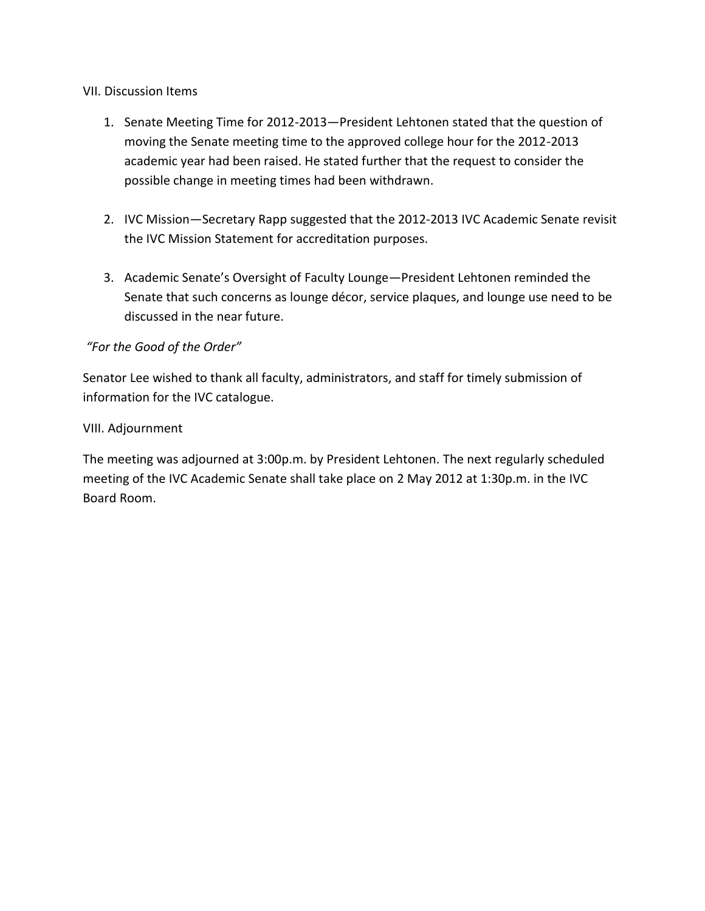VII. Discussion Items

1. Senate Meeting Time for 2012-2013—President Lehtonen stated that the question of moving the Senate meeting time to the approved college hour for the 2012-2013 academic year had been raised. He stated further that the request to consider the possible change in meeting times had been withdrawn.

2. IVC Mission—Secretary Rapp suggested that the 2012-2013 IVC Academic Senate revisit the IVC Mission Statement for accreditation purposes.

3. Academic Senate's Oversight of Faculty Lounge—President Lehtonen reminded the Senate that such concerns as lounge décor, service plaques, and lounge use need to be discussed in the near future.

*"For the Good of the Order"*

Senator Lee wished to thank all faculty, administrators, and staff for timely submission of information for the IVC catalogue.

VIII. Adjournment

The meeting was adjourned at 3:00p.m. by President Lehtonen. The next regularly scheduled meeting of the IVC Academic Senate shall take place on 2 May 2012 at 1:30p.m. in the IVC Board Room.